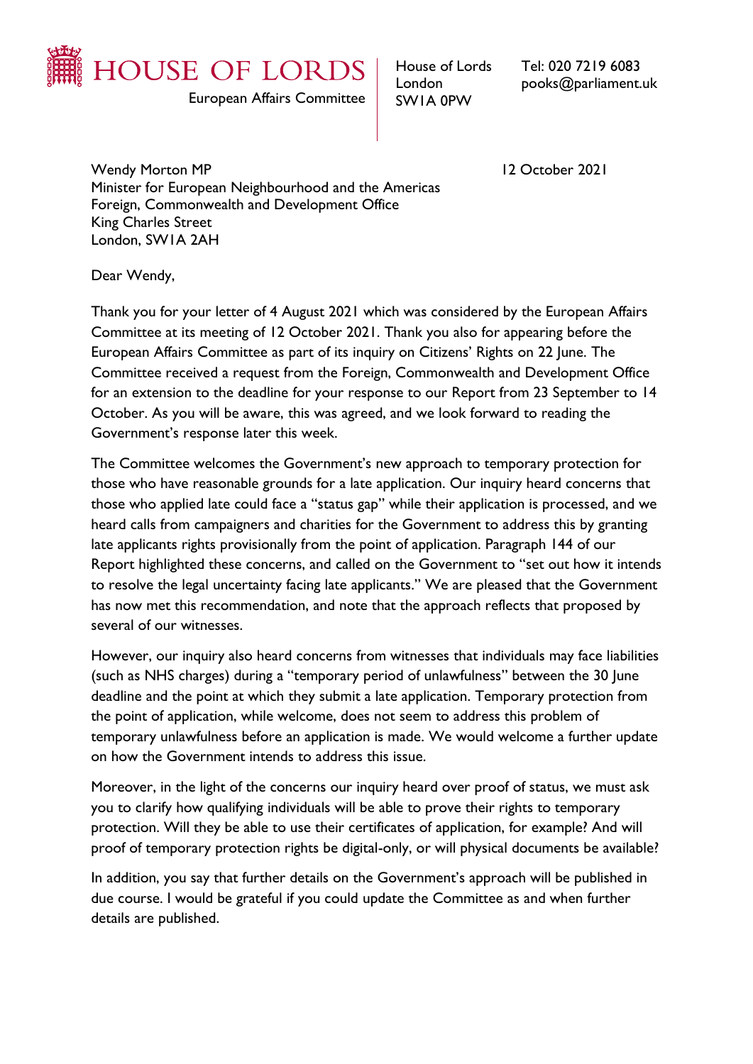HOUSE OF LORDS

European Affairs Committee

House of Lords
London
SW1A 0PW

Tel: 020 7219 6083
pooks@parliament.uk

Wendy Morton MP
Minister for European Neighbourhood and the Americas
Foreign, Commonwealth and Development Office
King Charles Street
London, SW1A 2AH

12 October 2021

Dear Wendy,

Thank you for your letter of 4 August 2021 which was considered by the European Affairs Committee at its meeting of 12 October 2021. Thank you also for appearing before the European Affairs Committee as part of its inquiry on Citizens' Rights on 22 June. The Committee received a request from the Foreign, Commonwealth and Development Office for an extension to the deadline for your response to our Report from 23 September to 14 October. As you will be aware, this was agreed, and we look forward to reading the Government's response later this week.

The Committee welcomes the Government's new approach to temporary protection for those who have reasonable grounds for a late application. Our inquiry heard concerns that those who applied late could face a "status gap" while their application is processed, and we heard calls from campaigners and charities for the Government to address this by granting late applicants rights provisionally from the point of application. Paragraph 144 of our Report highlighted these concerns, and called on the Government to "set out how it intends to resolve the legal uncertainty facing late applicants." We are pleased that the Government has now met this recommendation, and note that the approach reflects that proposed by several of our witnesses.

However, our inquiry also heard concerns from witnesses that individuals may face liabilities (such as NHS charges) during a "temporary period of unlawfulness" between the 30 June deadline and the point at which they submit a late application. Temporary protection from the point of application, while welcome, does not seem to address this problem of temporary unlawfulness before an application is made. We would welcome a further update on how the Government intends to address this issue.

Moreover, in the light of the concerns our inquiry heard over proof of status, we must ask you to clarify how qualifying individuals will be able to prove their rights to temporary protection. Will they be able to use their certificates of application, for example? And will proof of temporary protection rights be digital-only, or will physical documents be available?

In addition, you say that further details on the Government's approach will be published in due course. I would be grateful if you could update the Committee as and when further details are published.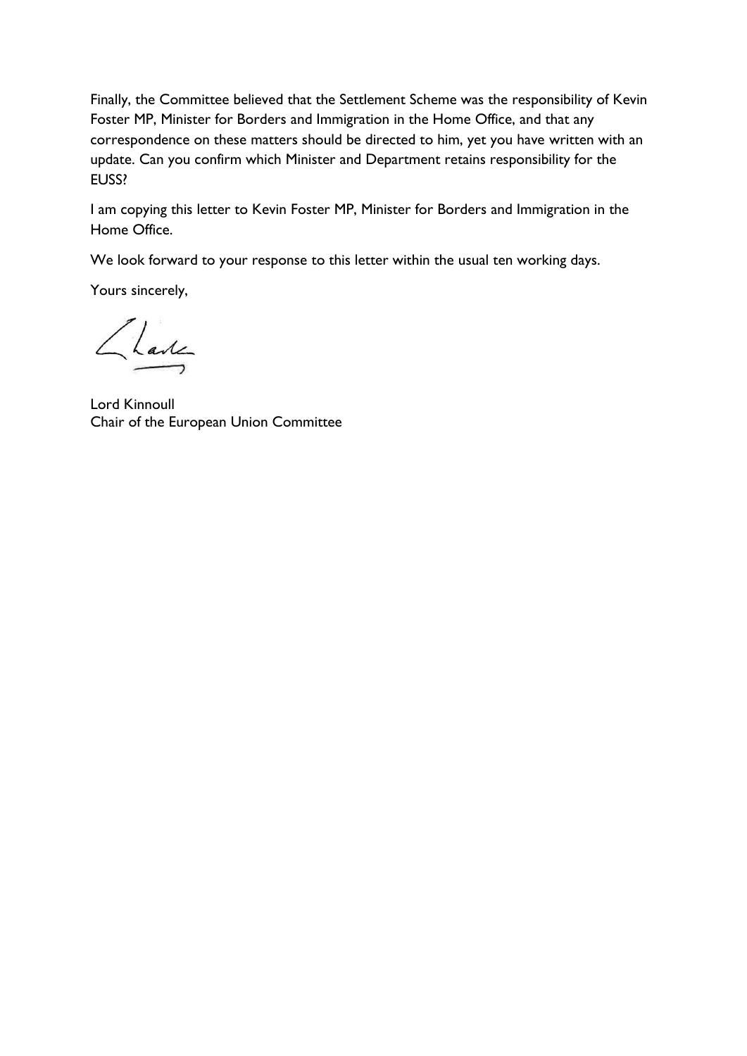Finally, the Committee believed that the Settlement Scheme was the responsibility of Kevin Foster MP, Minister for Borders and Immigration in the Home Office, and that any correspondence on these matters should be directed to him, yet you have written with an update. Can you confirm which Minister and Department retains responsibility for the EUSS?

I am copying this letter to Kevin Foster MP, Minister for Borders and Immigration in the Home Office.

We look forward to your response to this letter within the usual ten working days.

Yours sincerely,

Lord Kinnoull
Chair of the European Union Committee